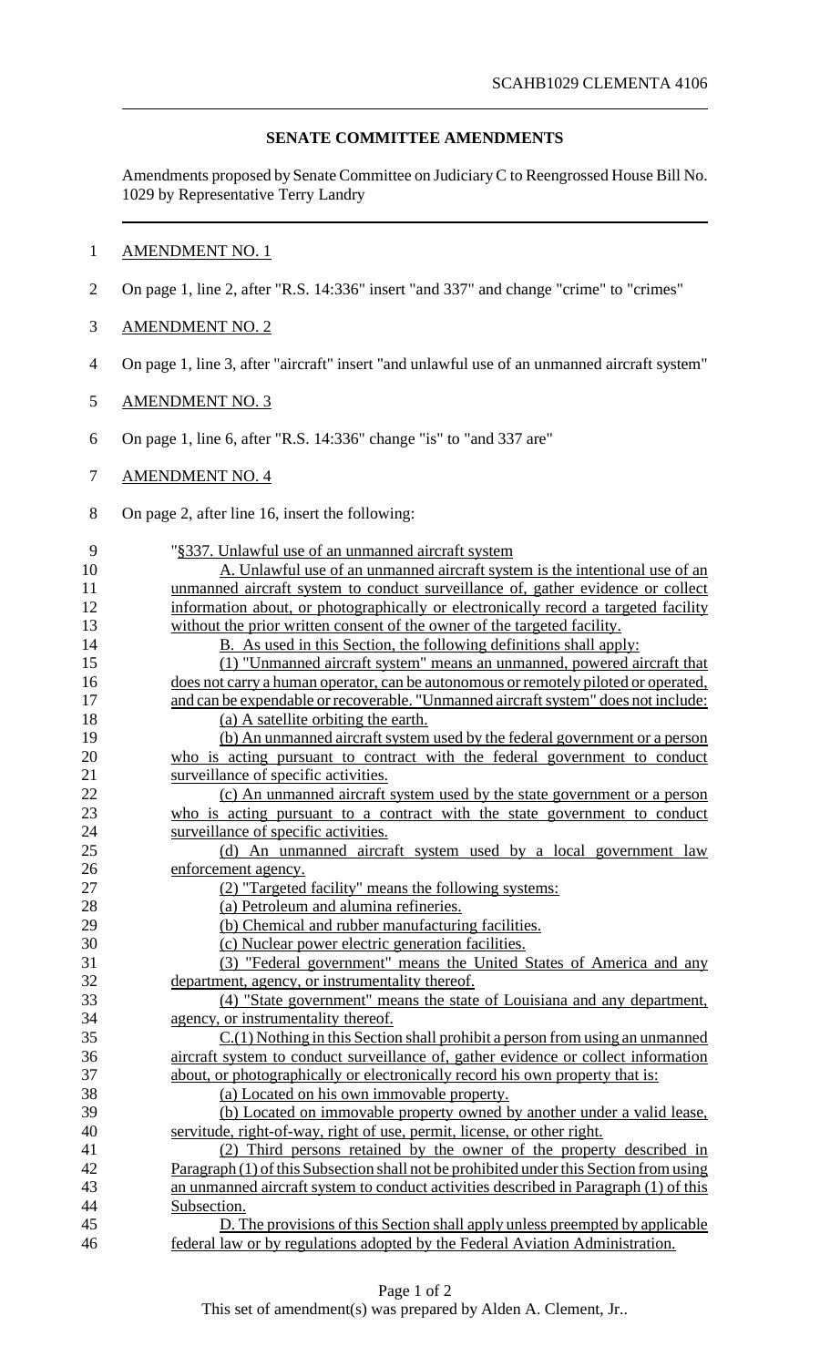SCAHB1029 CLEMENTA 4106

## SENATE COMMITTEE AMENDMENTS

Amendments proposed by Senate Committee on Judiciary C to Reengrossed House Bill No. 1029 by Representative Terry Landry

AMENDMENT NO. 1

On page 1, line 2, after "R.S. 14:336" insert "and 337" and change "crime" to "crimes"

AMENDMENT NO. 2

On page 1, line 3, after "aircraft" insert "and unlawful use of an unmanned aircraft system"

AMENDMENT NO. 3

On page 1, line 6, after "R.S. 14:336" change "is" to "and 337 are"

AMENDMENT NO. 4

On page 2, after line 16, insert the following:

"§337. Unlawful use of an unmanned aircraft system

A. Unlawful use of an unmanned aircraft system is the intentional use of an unmanned aircraft system to conduct surveillance of, gather evidence or collect information about, or photographically or electronically record a targeted facility without the prior written consent of the owner of the targeted facility.

B. As used in this Section, the following definitions shall apply:

(1) "Unmanned aircraft system" means an unmanned, powered aircraft that does not carry a human operator, can be autonomous or remotely piloted or operated, and can be expendable or recoverable. "Unmanned aircraft system" does not include:

(a) A satellite orbiting the earth.

(b) An unmanned aircraft system used by the federal government or a person who is acting pursuant to contract with the federal government to conduct surveillance of specific activities.

(c) An unmanned aircraft system used by the state government or a person who is acting pursuant to a contract with the state government to conduct surveillance of specific activities.

(d) An unmanned aircraft system used by a local government law enforcement agency.

(2) "Targeted facility" means the following systems:

(a) Petroleum and alumina refineries.

(b) Chemical and rubber manufacturing facilities.

(c) Nuclear power electric generation facilities.

(3) "Federal government" means the United States of America and any department, agency, or instrumentality thereof.

(4) "State government" means the state of Louisiana and any department, agency, or instrumentality thereof.

C.(1) Nothing in this Section shall prohibit a person from using an unmanned aircraft system to conduct surveillance of, gather evidence or collect information about, or photographically or electronically record his own property that is:

(a) Located on his own immovable property.

(b) Located on immovable property owned by another under a valid lease, servitude, right-of-way, right of use, permit, license, or other right.

(2) Third persons retained by the owner of the property described in Paragraph (1) of this Subsection shall not be prohibited under this Section from using an unmanned aircraft system to conduct activities described in Paragraph (1) of this Subsection.

D. The provisions of this Section shall apply unless preempted by applicable federal law or by regulations adopted by the Federal Aviation Administration.

This set of amendment(s) was prepared by Alden A. Clement, Jr..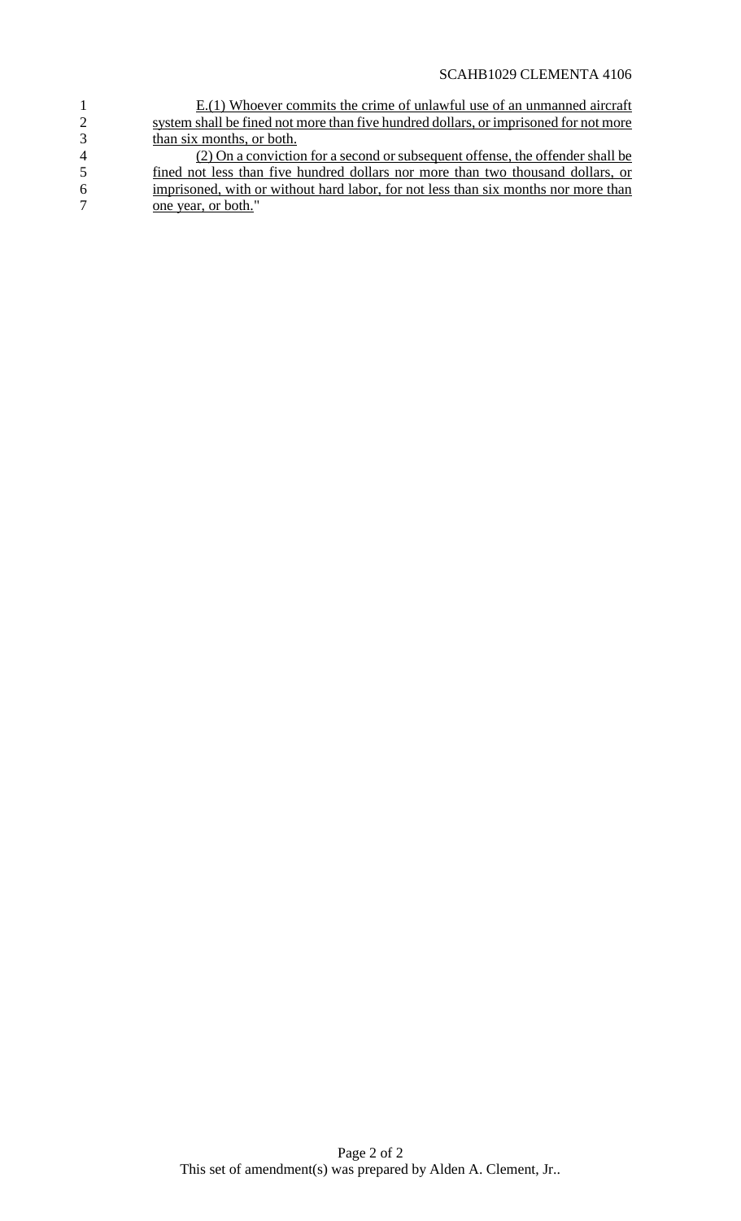E.(1) Whoever commits the crime of unlawful use of an unmanned aircraft system shall be fined not more than five hundred dollars, or imprisoned for not more than six months, or both.

(2) On a conviction for a second or subsequent offense, the offender shall be fined not less than five hundred dollars nor more than two thousand dollars, or imprisoned, with or without hard labor, for not less than six months nor more than one year, or both."

This set of amendment(s) was prepared by Alden A. Clement, Jr..